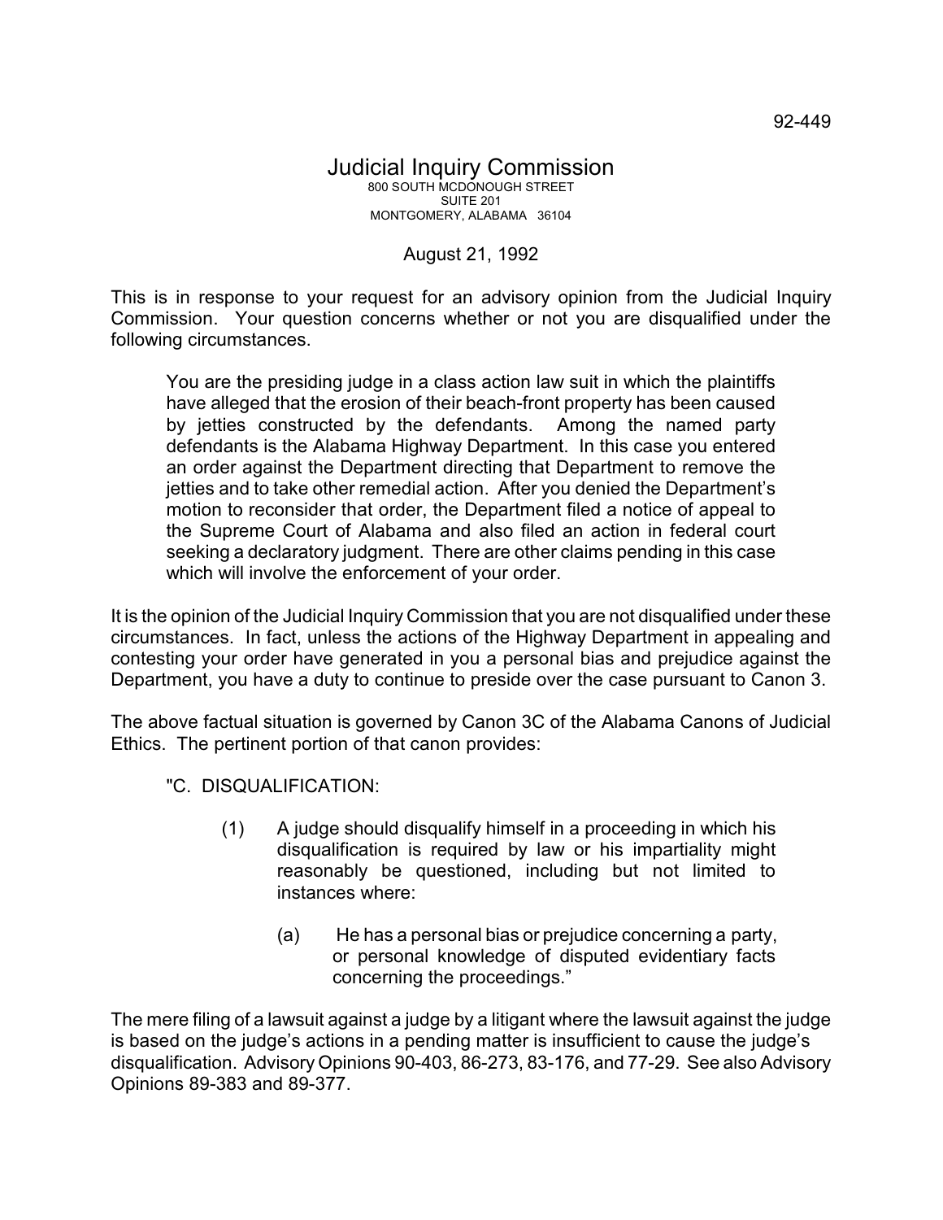92-449

# Judicial Inquiry Commission

800 SOUTH MCDONOUGH STREET
SUITE 201
MONTGOMERY, ALABAMA 36104

August 21, 1992

This is in response to your request for an advisory opinion from the Judicial Inquiry Commission. Your question concerns whether or not you are disqualified under the following circumstances.

> You are the presiding judge in a class action law suit in which the plaintiffs have alleged that the erosion of their beach-front property has been caused by jetties constructed by the defendants. Among the named party defendants is the Alabama Highway Department. In this case you entered an order against the Department directing that Department to remove the jetties and to take other remedial action. After you denied the Department's motion to reconsider that order, the Department filed a notice of appeal to the Supreme Court of Alabama and also filed an action in federal court seeking a declaratory judgment. There are other claims pending in this case which will involve the enforcement of your order.

It is the opinion of the Judicial Inquiry Commission that you are not disqualified under these circumstances. In fact, unless the actions of the Highway Department in appealing and contesting your order have generated in you a personal bias and prejudice against the Department, you have a duty to continue to preside over the case pursuant to Canon 3.

The above factual situation is governed by Canon 3C of the Alabama Canons of Judicial Ethics. The pertinent portion of that canon provides:

> "C. DISQUALIFICATION:
>
> (1) A judge should disqualify himself in a proceeding in which his disqualification is required by law or his impartiality might reasonably be questioned, including but not limited to instances where:
>
> (a) He has a personal bias or prejudice concerning a party, or personal knowledge of disputed evidentiary facts concerning the proceedings."

The mere filing of a lawsuit against a judge by a litigant where the lawsuit against the judge is based on the judge's actions in a pending matter is insufficient to cause the judge's disqualification. Advisory Opinions 90-403, 86-273, 83-176, and 77-29. See also Advisory Opinions 89-383 and 89-377.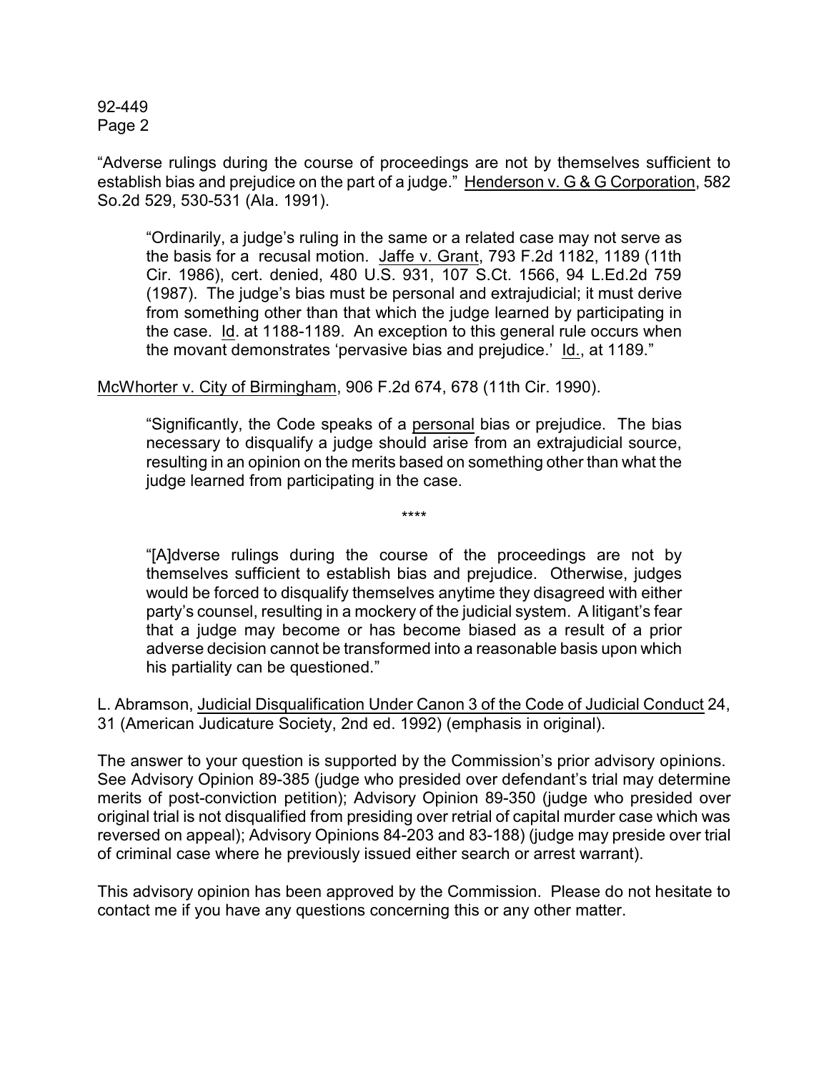"Adverse rulings during the course of proceedings are not by themselves sufficient to establish bias and prejudice on the part of a judge." Henderson v. G & G Corporation, 582 So.2d 529, 530-531 (Ala. 1991).

> "Ordinarily, a judge's ruling in the same or a related case may not serve as the basis for a recusal motion. Jaffe v. Grant, 793 F.2d 1182, 1189 (11th Cir. 1986), cert. denied, 480 U.S. 931, 107 S.Ct. 1566, 94 L.Ed.2d 759 (1987). The judge's bias must be personal and extrajudicial; it must derive from something other than that which the judge learned by participating in the case. Id. at 1188-1189. An exception to this general rule occurs when the movant demonstrates 'pervasive bias and prejudice.' Id., at 1189."

McWhorter v. City of Birmingham, 906 F.2d 674, 678 (11th Cir. 1990).

> "Significantly, the Code speaks of a personal bias or prejudice. The bias necessary to disqualify a judge should arise from an extrajudicial source, resulting in an opinion on the merits based on something other than what the judge learned from participating in the case.
>
> \*\*\*\*
>
> "[A]dverse rulings during the course of the proceedings are not by themselves sufficient to establish bias and prejudice. Otherwise, judges would be forced to disqualify themselves anytime they disagreed with either party's counsel, resulting in a mockery of the judicial system. A litigant's fear that a judge may become or has become biased as a result of a prior adverse decision cannot be transformed into a reasonable basis upon which his partiality can be questioned."

L. Abramson, Judicial Disqualification Under Canon 3 of the Code of Judicial Conduct 24, 31 (American Judicature Society, 2nd ed. 1992) (emphasis in original).

The answer to your question is supported by the Commission's prior advisory opinions. See Advisory Opinion 89-385 (judge who presided over defendant's trial may determine merits of post-conviction petition); Advisory Opinion 89-350 (judge who presided over original trial is not disqualified from presiding over retrial of capital murder case which was reversed on appeal); Advisory Opinions 84-203 and 83-188) (judge may preside over trial of criminal case where he previously issued either search or arrest warrant).

This advisory opinion has been approved by the Commission. Please do not hesitate to contact me if you have any questions concerning this or any other matter.